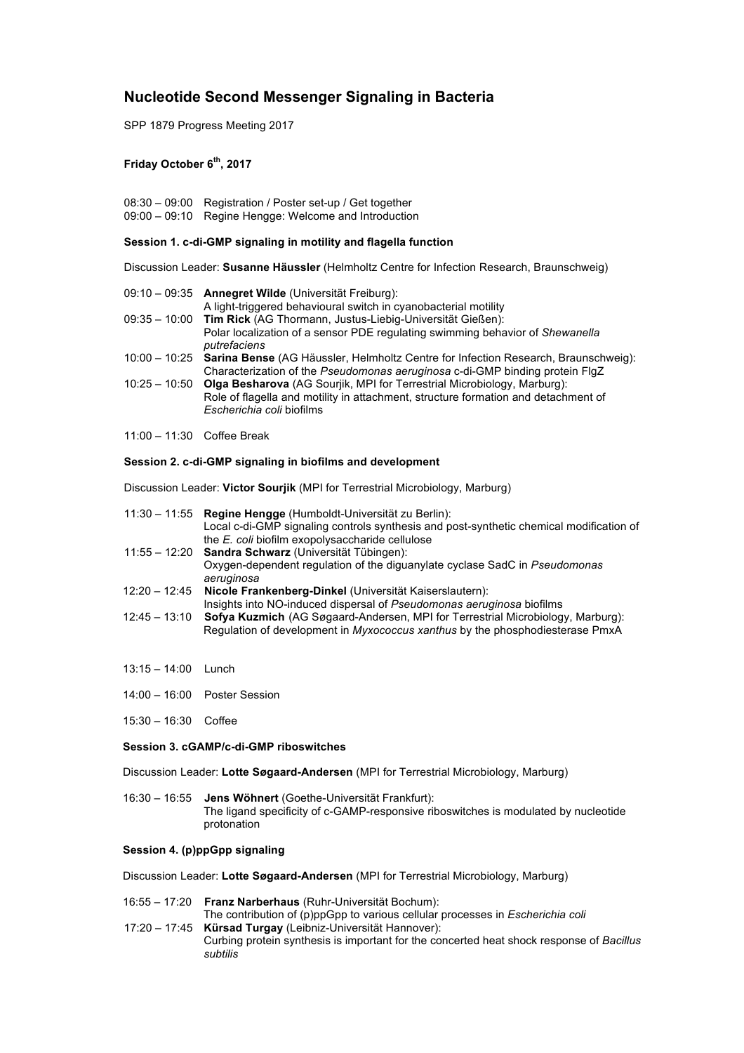# Nucleotide Second Messenger Signaling in Bacteria

SPP 1879 Progress Meeting 2017

### Friday October 6th, 2017

08:30 – 09:00 Registration / Poster set-up / Get together
09:00 – 09:10 Regine Hengge: Welcome and Introduction

#### Session 1. c-di-GMP signaling in motility and flagella function

Discussion Leader: **Susanne Häussler** (Helmholtz Centre for Infection Research, Braunschweig)

09:10 – 09:35 **Annegret Wilde** (Universität Freiburg):
A light-triggered behavioural switch in cyanobacterial motility

09:35 – 10:00 **Tim Rick** (AG Thormann, Justus-Liebig-Universität Gießen):
Polar localization of a sensor PDE regulating swimming behavior of *Shewanella putrefaciens*

10:00 – 10:25 **Sarina Bense** (AG Häussler, Helmholtz Centre for Infection Research, Braunschweig):
Characterization of the *Pseudomonas aeruginosa* c-di-GMP binding protein FlgZ

10:25 – 10:50 **Olga Besharova** (AG Sourjik, MPI for Terrestrial Microbiology, Marburg):
Role of flagella and motility in attachment, structure formation and detachment of *Escherichia coli* biofilms

11:00 – 11:30 Coffee Break

#### Session 2. c-di-GMP signaling in biofilms and development

Discussion Leader: **Victor Sourjik** (MPI for Terrestrial Microbiology, Marburg)

11:30 – 11:55 **Regine Hengge** (Humboldt-Universität zu Berlin):
Local c-di-GMP signaling controls synthesis and post-synthetic chemical modification of the *E. coli* biofilm exopolysaccharide cellulose

11:55 – 12:20 **Sandra Schwarz** (Universität Tübingen):
Oxygen-dependent regulation of the diguanylate cyclase SadC in *Pseudomonas aeruginosa*

12:20 – 12:45 **Nicole Frankenberg-Dinkel** (Universität Kaiserslautern):
Insights into NO-induced dispersal of *Pseudomonas aeruginosa* biofilms

12:45 – 13:10 **Sofya Kuzmich** (AG Søgaard-Andersen, MPI for Terrestrial Microbiology, Marburg):
Regulation of development in *Myxococcus xanthus* by the phosphodiesterase PmxA

13:15 – 14:00 Lunch

14:00 – 16:00 Poster Session

15:30 – 16:30 Coffee

#### Session 3. cGAMP/c-di-GMP riboswitches

Discussion Leader: **Lotte Søgaard-Andersen** (MPI for Terrestrial Microbiology, Marburg)

16:30 – 16:55 **Jens Wöhnert** (Goethe-Universität Frankfurt):
The ligand specificity of c-GAMP-responsive riboswitches is modulated by nucleotide protonation

#### Session 4. (p)ppGpp signaling

Discussion Leader: **Lotte Søgaard-Andersen** (MPI for Terrestrial Microbiology, Marburg)

16:55 – 17:20 **Franz Narberhaus** (Ruhr-Universität Bochum):
The contribution of (p)ppGpp to various cellular processes in *Escherichia coli*

17:20 – 17:45 **Kürsad Turgay** (Leibniz-Universität Hannover):
Curbing protein synthesis is important for the concerted heat shock response of *Bacillus subtilis*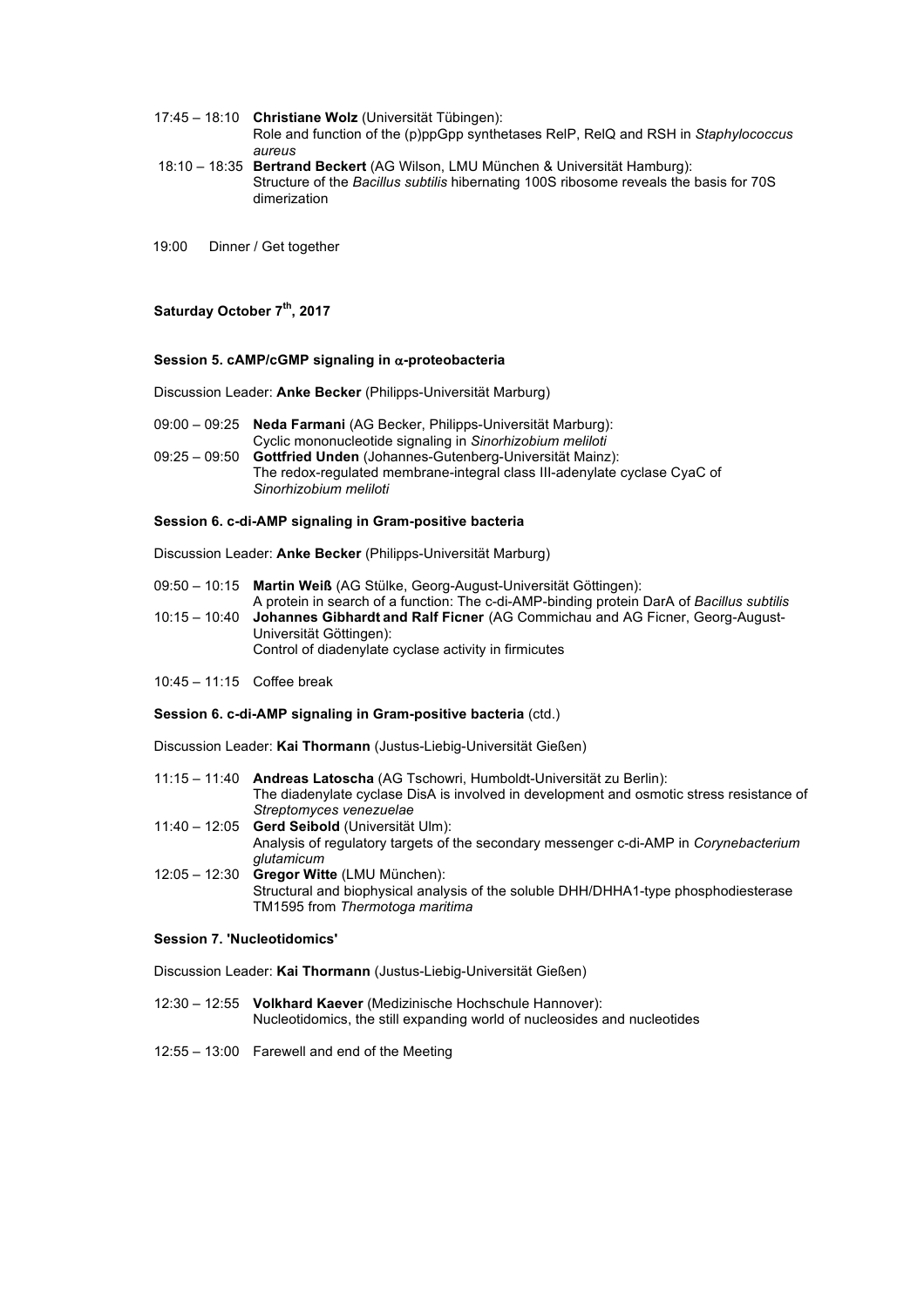17:45 – 18:10 **Christiane Wolz** (Universität Tübingen):
Role and function of the (p)ppGpp synthetases RelP, RelQ and RSH in *Staphylococcus aureus*

18:10 – 18:35 **Bertrand Beckert** (AG Wilson, LMU München & Universität Hamburg):
Structure of the *Bacillus subtilis* hibernating 100S ribosome reveals the basis for 70S dimerization

19:00 Dinner / Get together

## Saturday October 7th, 2017

### Session 5. cAMP/cGMP signaling in $\alpha$-proteobacteria

Discussion Leader: **Anke Becker** (Philipps-Universität Marburg)

09:00 – 09:25 **Neda Farmani** (AG Becker, Philipps-Universität Marburg):
Cyclic mononucleotide signaling in *Sinorhizobium meliloti*

09:25 – 09:50 **Gottfried Unden** (Johannes-Gutenberg-Universität Mainz):
The redox-regulated membrane-integral class III-adenylate cyclase CyaC of *Sinorhizobium meliloti*

### Session 6. c-di-AMP signaling in Gram-positive bacteria

Discussion Leader: **Anke Becker** (Philipps-Universität Marburg)

09:50 – 10:15 **Martin Weiß** (AG Stülke, Georg-August-Universität Göttingen):
A protein in search of a function: The c-di-AMP-binding protein DarA of *Bacillus subtilis*

10:15 – 10:40 **Johannes Gibhardt and Ralf Ficner** (AG Commichau and AG Ficner, Georg-August-Universität Göttingen):
Control of diadenylate cyclase activity in firmicutes

10:45 – 11:15 Coffee break

### Session 6. c-di-AMP signaling in Gram-positive bacteria (ctd.)

Discussion Leader: **Kai Thormann** (Justus-Liebig-Universität Gießen)

11:15 – 11:40 **Andreas Latoscha** (AG Tschowri, Humboldt-Universität zu Berlin):
The diadenylate cyclase DisA is involved in development and osmotic stress resistance of *Streptomyces venezuelae*

11:40 – 12:05 **Gerd Seibold** (Universität Ulm):
Analysis of regulatory targets of the secondary messenger c-di-AMP in *Corynebacterium glutamicum*

12:05 – 12:30 **Gregor Witte** (LMU München):
Structural and biophysical analysis of the soluble DHH/DHHA1-type phosphodiesterase TM1595 from *Thermotoga maritima*

### Session 7. 'Nucleotidomics'

Discussion Leader: **Kai Thormann** (Justus-Liebig-Universität Gießen)

12:30 – 12:55 **Volkhard Kaever** (Medizinische Hochschule Hannover):
Nucleotidomics, the still expanding world of nucleosides and nucleotides

12:55 – 13:00 Farewell and end of the Meeting